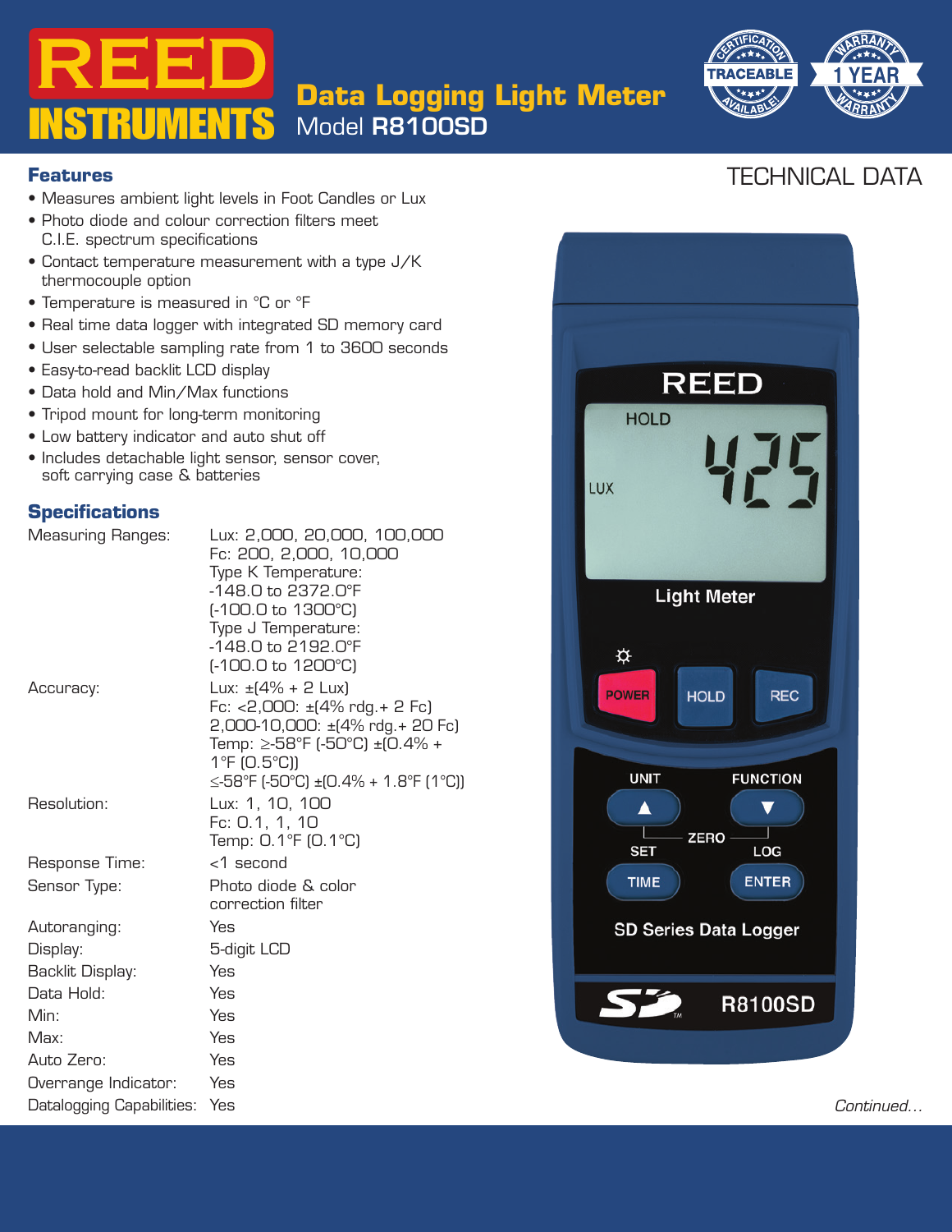# REED INSTRUMENTS

## Data Logging Light Meter
Model **R8100SD**

TRACEABLE — CERTIFICATION AVAILABLE!

1 YEAR WARRANTY

TECHNICAL DATA

## Features

- Measures ambient light levels in Foot Candles or Lux
- Photo diode and colour correction filters meet C.I.E. spectrum specifications
- Contact temperature measurement with a type J/K thermocouple option
- Temperature is measured in °C or °F
- Real time data logger with integrated SD memory card
- User selectable sampling rate from 1 to 3600 seconds
- Easy-to-read backlit LCD display
- Data hold and Min/Max functions
- Tripod mount for long-term monitoring
- Low battery indicator and auto shut off
- Includes detachable light sensor, sensor cover, soft carrying case & batteries

## Specifications

| | |
|---|---|
| Measuring Ranges: | Lux: 2,000, 20,000, 100,000<br>Fc: 200, 2,000, 10,000<br>Type K Temperature:<br>-148.0 to 2372.0°F<br>(-100.0 to 1300°C)<br>Type J Temperature:<br>-148.0 to 2192.0°F<br>(-100.0 to 1200°C) |
| Accuracy: | Lux: ±(4% + 2 Lux)<br>Fc: <2,000: ±(4% rdg.+ 2 Fc)<br>2,000-10,000: ±(4% rdg.+ 20 Fc)<br>Temp: ≥-58°F (-50°C) ±(0.4% + 1°F (0.5°C))<br>≤-58°F (-50°C) ±(0.4% + 1.8°F (1°C)) |
| Resolution: | Lux: 1, 10, 100<br>Fc: 0.1, 1, 10<br>Temp: 0.1°F (0.1°C) |
| Response Time: | <1 second |
| Sensor Type: | Photo diode & color correction filter |
| Autoranging: | Yes |
| Display: | 5-digit LCD |
| Backlit Display: | Yes |
| Data Hold: | Yes |
| Min: | Yes |
| Max: | Yes |
| Auto Zero: | Yes |
| Overrange Indicator: | Yes |
| Datalogging Capabilities: | Yes |

*Continued...*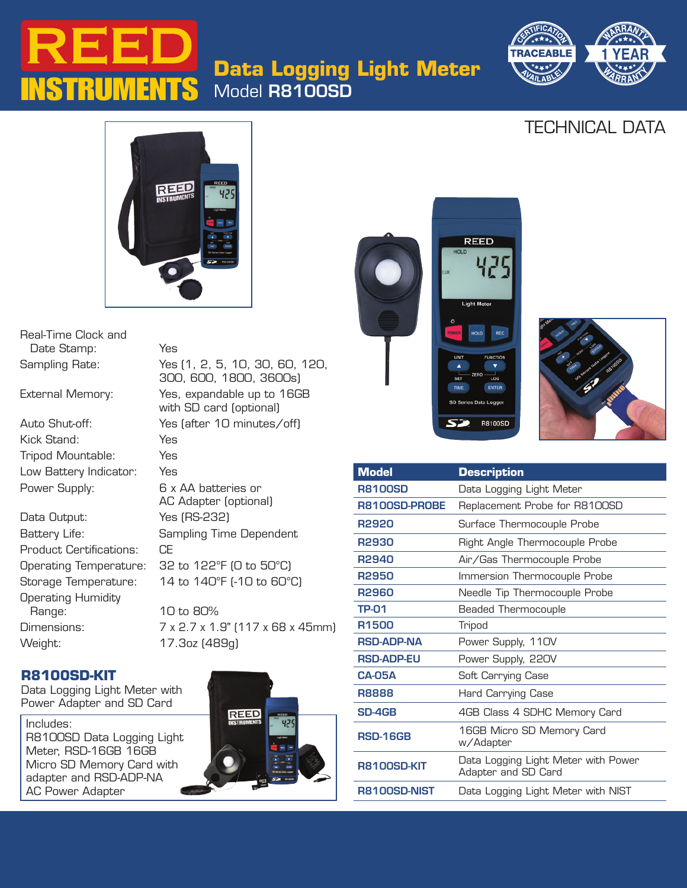# REED INSTRUMENTS

## Data Logging Light Meter
Model **R8100SD**

TRACEABLE CERTIFICATION AVAILABLE | 1 YEAR WARRANTY

## TECHNICAL DATA

| | |
|---|---|
| Real-Time Clock and Date Stamp: | Yes |
| Sampling Rate: | Yes (1, 2, 5, 10, 30, 60, 120, 300, 600, 1800, 3600s) |
| External Memory: | Yes, expandable up to 16GB with SD card (optional) |
| Auto Shut-off: | Yes (after 10 minutes/off) |
| Kick Stand: | Yes |
| Tripod Mountable: | Yes |
| Low Battery Indicator: | Yes |
| Power Supply: | 6 x AA batteries or AC Adapter (optional) |
| Data Output: | Yes (RS-232) |
| Battery Life: | Sampling Time Dependent |
| Product Certifications: | CE |
| Operating Temperature: | 32 to 122°F (0 to 50°C) |
| Storage Temperature: | 14 to 140°F (-10 to 60°C) |
| Operating Humidity Range: | 10 to 80% |
| Dimensions: | 7 x 2.7 x 1.9" (117 x 68 x 45mm) |
| Weight: | 17.3oz (489g) |

### R8100SD-KIT

Data Logging Light Meter with Power Adapter and SD Card

Includes:
R8100SD Data Logging Light Meter, RSD-16GB 16GB Micro SD Memory Card with adapter and RSD-ADP-NA AC Power Adapter

| Model | Description |
|---|---|
| R8100SD | Data Logging Light Meter |
| R8100SD-PROBE | Replacement Probe for R8100SD |
| R2920 | Surface Thermocouple Probe |
| R2930 | Right Angle Thermocouple Probe |
| R2940 | Air/Gas Thermocouple Probe |
| R2950 | Immersion Thermocouple Probe |
| R2960 | Needle Tip Thermocouple Probe |
| TP-01 | Beaded Thermocouple |
| R1500 | Tripod |
| RSD-ADP-NA | Power Supply, 110V |
| RSD-ADP-EU | Power Supply, 220V |
| CA-05A | Soft Carrying Case |
| R8888 | Hard Carrying Case |
| SD-4GB | 4GB Class 4 SDHC Memory Card |
| RSD-16GB | 16GB Micro SD Memory Card w/Adapter |
| R8100SD-KIT | Data Logging Light Meter with Power Adapter and SD Card |
| R8100SD-NIST | Data Logging Light Meter with NIST |